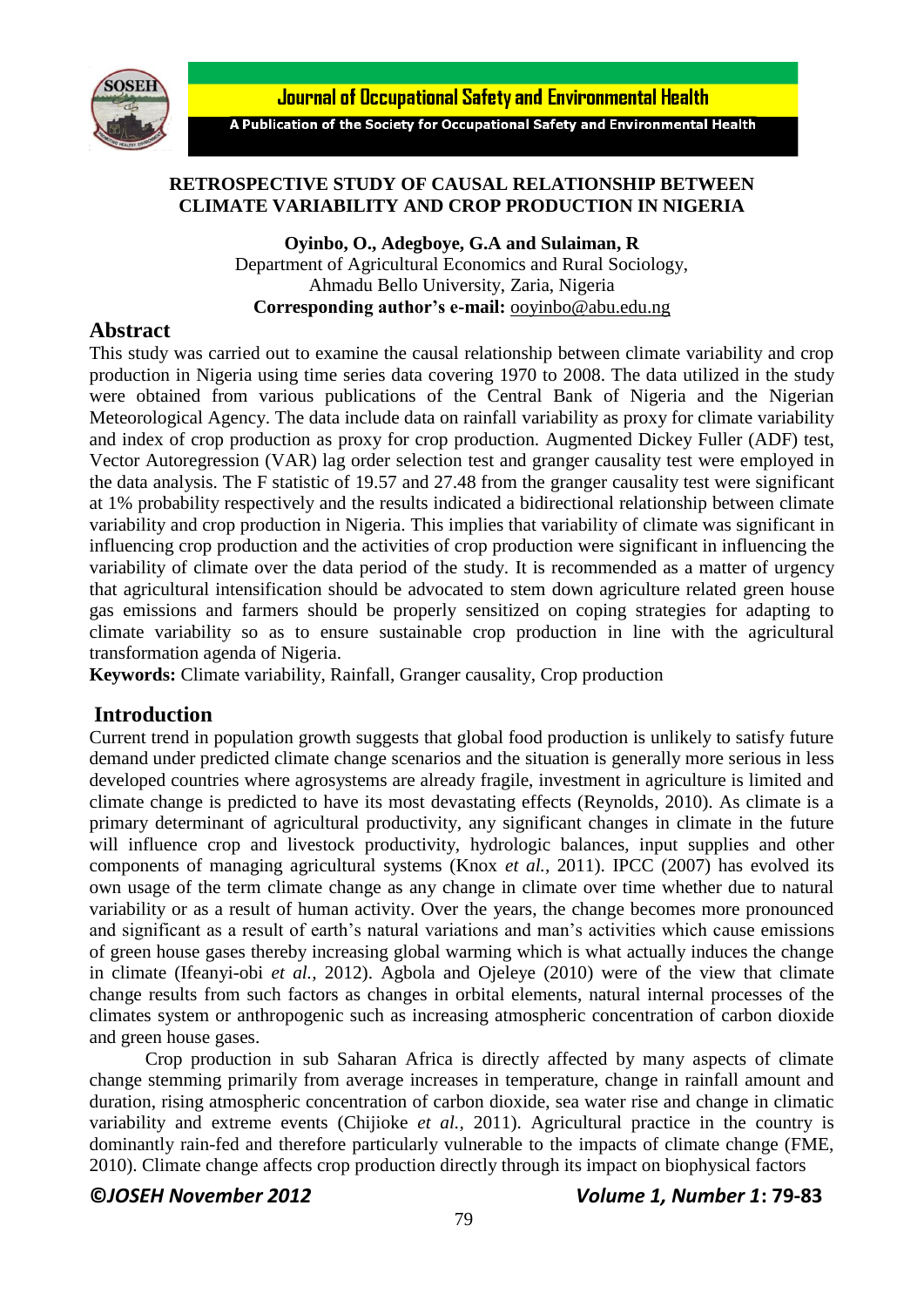# RETROSPECTIVE STUDY OF CAUSAL RELATIONSHIP BETWEEN CLIMATE VARIABILITY AND CROP PRODUCTION IN NIGERIA

**Oyinbo, O., Adegboye, G.A and Sulaiman, R**
Department of Agricultural Economics and Rural Sociology,
Ahmadu Bello University, Zaria, Nigeria
**Corresponding author's e-mail:** ooyinbo@abu.edu.ng

## Abstract

This study was carried out to examine the causal relationship between climate variability and crop production in Nigeria using time series data covering 1970 to 2008. The data utilized in the study were obtained from various publications of the Central Bank of Nigeria and the Nigerian Meteorological Agency. The data include data on rainfall variability as proxy for climate variability and index of crop production as proxy for crop production. Augmented Dickey Fuller (ADF) test, Vector Autoregression (VAR) lag order selection test and granger causality test were employed in the data analysis. The F statistic of 19.57 and 27.48 from the granger causality test were significant at 1% probability respectively and the results indicated a bidirectional relationship between climate variability and crop production in Nigeria. This implies that variability of climate was significant in influencing crop production and the activities of crop production were significant in influencing the variability of climate over the data period of the study. It is recommended as a matter of urgency that agricultural intensification should be advocated to stem down agriculture related green house gas emissions and farmers should be properly sensitized on coping strategies for adapting to climate variability so as to ensure sustainable crop production in line with the agricultural transformation agenda of Nigeria.

**Keywords:** Climate variability, Rainfall, Granger causality, Crop production

## Introduction

Current trend in population growth suggests that global food production is unlikely to satisfy future demand under predicted climate change scenarios and the situation is generally more serious in less developed countries where agrosystems are already fragile, investment in agriculture is limited and climate change is predicted to have its most devastating effects (Reynolds, 2010). As climate is a primary determinant of agricultural productivity, any significant changes in climate in the future will influence crop and livestock productivity, hydrologic balances, input supplies and other components of managing agricultural systems (Knox *et al.*, 2011). IPCC (2007) has evolved its own usage of the term climate change as any change in climate over time whether due to natural variability or as a result of human activity. Over the years, the change becomes more pronounced and significant as a result of earth's natural variations and man's activities which cause emissions of green house gases thereby increasing global warming which is what actually induces the change in climate (Ifeanyi-obi *et al.*, 2012). Agbola and Ojeleye (2010) were of the view that climate change results from such factors as changes in orbital elements, natural internal processes of the climates system or anthropogenic such as increasing atmospheric concentration of carbon dioxide and green house gases.

Crop production in sub Saharan Africa is directly affected by many aspects of climate change stemming primarily from average increases in temperature, change in rainfall amount and duration, rising atmospheric concentration of carbon dioxide, sea water rise and change in climatic variability and extreme events (Chijioke *et al.*, 2011). Agricultural practice in the country is dominantly rain-fed and therefore particularly vulnerable to the impacts of climate change (FME, 2010). Climate change affects crop production directly through its impact on biophysical factors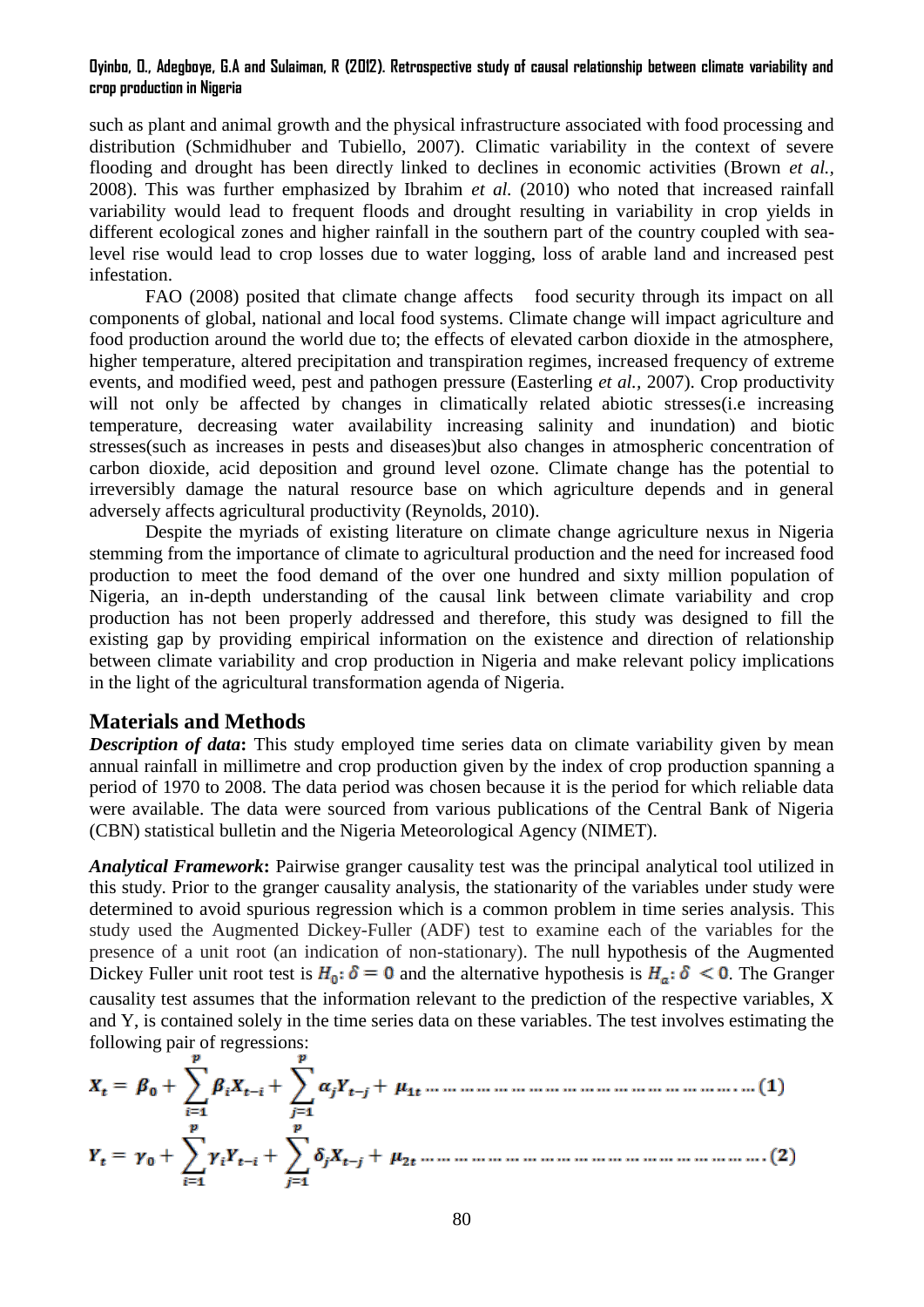such as plant and animal growth and the physical infrastructure associated with food processing and distribution (Schmidhuber and Tubiello, 2007). Climatic variability in the context of severe flooding and drought has been directly linked to declines in economic activities (Brown *et al.*, 2008). This was further emphasized by Ibrahim *et al.* (2010) who noted that increased rainfall variability would lead to frequent floods and drought resulting in variability in crop yields in different ecological zones and higher rainfall in the southern part of the country coupled with sea-level rise would lead to crop losses due to water logging, loss of arable land and increased pest infestation.

FAO (2008) posited that climate change affects food security through its impact on all components of global, national and local food systems. Climate change will impact agriculture and food production around the world due to; the effects of elevated carbon dioxide in the atmosphere, higher temperature, altered precipitation and transpiration regimes, increased frequency of extreme events, and modified weed, pest and pathogen pressure (Easterling *et al.*, 2007). Crop productivity will not only be affected by changes in climatically related abiotic stresses(i.e increasing temperature, decreasing water availability increasing salinity and inundation) and biotic stresses(such as increases in pests and diseases)but also changes in atmospheric concentration of carbon dioxide, acid deposition and ground level ozone. Climate change has the potential to irreversibly damage the natural resource base on which agriculture depends and in general adversely affects agricultural productivity (Reynolds, 2010).

Despite the myriads of existing literature on climate change agriculture nexus in Nigeria stemming from the importance of climate to agricultural production and the need for increased food production to meet the food demand of the over one hundred and sixty million population of Nigeria, an in-depth understanding of the causal link between climate variability and crop production has not been properly addressed and therefore, this study was designed to fill the existing gap by providing empirical information on the existence and direction of relationship between climate variability and crop production in Nigeria and make relevant policy implications in the light of the agricultural transformation agenda of Nigeria.

## Materials and Methods

***Description of data*:** This study employed time series data on climate variability given by mean annual rainfall in millimetre and crop production given by the index of crop production spanning a period of 1970 to 2008. The data period was chosen because it is the period for which reliable data were available. The data were sourced from various publications of the Central Bank of Nigeria (CBN) statistical bulletin and the Nigeria Meteorological Agency (NIMET).

***Analytical Framework*:** Pairwise granger causality test was the principal analytical tool utilized in this study. Prior to the granger causality analysis, the stationarity of the variables under study were determined to avoid spurious regression which is a common problem in time series analysis. This study used the Augmented Dickey-Fuller (ADF) test to examine each of the variables for the presence of a unit root (an indication of non-stationary). The null hypothesis of the Augmented Dickey Fuller unit root test is $H_0: \delta = 0$ and the alternative hypothesis is $H_a: \delta < 0$. The Granger causality test assumes that the information relevant to the prediction of the respective variables, X and Y, is contained solely in the time series data on these variables. The test involves estimating the following pair of regressions:

$$X_t = \beta_0 + \sum_{i=1}^{p} \beta_i X_{t-i} + \sum_{j=1}^{p} \alpha_j Y_{t-j} + \mu_{1t} \quad (1)$$

$$Y_t = \gamma_0 + \sum_{i=1}^{p} \gamma_i Y_{t-i} + \sum_{j=1}^{p} \delta_j X_{t-j} + \mu_{2t} \quad (2)$$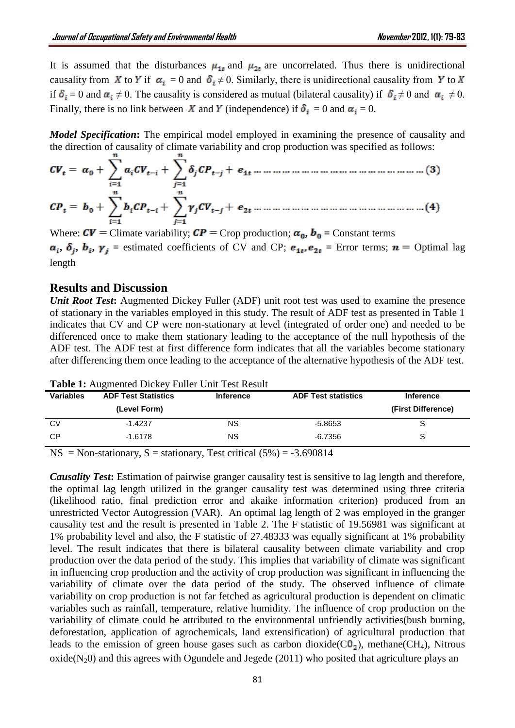It is assumed that the disturbances $\mu_{1t}$ and $\mu_{2t}$ are uncorrelated. Thus there is unidirectional causality from $X$ to $Y$ if $\alpha_i = 0$ and $\delta_i \neq 0$. Similarly, there is unidirectional causality from $Y$ to $X$ if $\delta_i = 0$ and $\alpha_i \neq 0$. The causality is considered as mutual (bilateral causality) if $\delta_i \neq 0$ and $\alpha_i \neq 0$. Finally, there is no link between $X$ and $Y$ (independence) if $\delta_i = 0$ and $\alpha_i = 0$.

***Model Specification*:** The empirical model employed in examining the presence of causality and the direction of causality of climate variability and crop production was specified as follows:

$$CV_t = \alpha_0 + \sum_{i=1}^{n} \alpha_i CV_{t-i} + \sum_{j=1}^{n} \delta_j CP_{t-j} + e_{1t} \quad \text{(3)}$$

$$CP_t = b_0 + \sum_{i=1}^{n} b_i CP_{t-i} + \sum_{j=1}^{n} \gamma_j CV_{t-j} + e_{2t} \quad \text{(4)}$$

Where: $CV$ = Climate variability; $CP$ = Crop production; $\alpha_0, b_0$ = Constant terms
$\alpha_i, \delta_j, b_i, \gamma_j$ = estimated coefficients of CV and CP; $e_{1t}, e_{2t}$ = Error terms; $n$ = Optimal lag length

## Results and Discussion

***Unit Root Test*:** Augmented Dickey Fuller (ADF) unit root test was used to examine the presence of stationary in the variables employed in this study. The result of ADF test as presented in Table 1 indicates that CV and CP were non-stationary at level (integrated of order one) and needed to be differenced once to make them stationary leading to the acceptance of the null hypothesis of the ADF test. The ADF test at first difference form indicates that all the variables become stationary after differencing them once leading to the acceptance of the alternative hypothesis of the ADF test.

**Table 1:** Augmented Dickey Fuller Unit Test Result

| Variables | ADF Test Statistics (Level Form) | Inference | ADF Test statistics | Inference (First Difference) |
|---|---|---|---|---|
| CV | -1.4237 | NS | -5.8653 | S |
| CP | -1.6178 | NS | -6.7356 | S |

NS = Non-stationary, S = stationary, Test critical (5%) = -3.690814

***Causality Test*:** Estimation of pairwise granger causality test is sensitive to lag length and therefore, the optimal lag length utilized in the granger causality test was determined using three criteria (likelihood ratio, final prediction error and akaike information criterion) produced from an unrestricted Vector Autogression (VAR). An optimal lag length of 2 was employed in the granger causality test and the result is presented in Table 2. The F statistic of 19.56981 was significant at 1% probability level and also, the F statistic of 27.48333 was equally significant at 1% probability level. The result indicates that there is bilateral causality between climate variability and crop production over the data period of the study. This implies that variability of climate was significant in influencing crop production and the activity of crop production was significant in influencing the variability of climate over the data period of the study. The observed influence of climate variability on crop production is not far fetched as agricultural production is dependent on climatic variables such as rainfall, temperature, relative humidity. The influence of crop production on the variability of climate could be attributed to the environmental unfriendly activities(bush burning, deforestation, application of agrochemicals, land extensification) of agricultural production that leads to the emission of green house gases such as carbon dioxide($CO_2$), methane($CH_4$), Nitrous oxide($N_2O$) and this agrees with Ogundele and Jegede (2011) who posited that agriculture plays an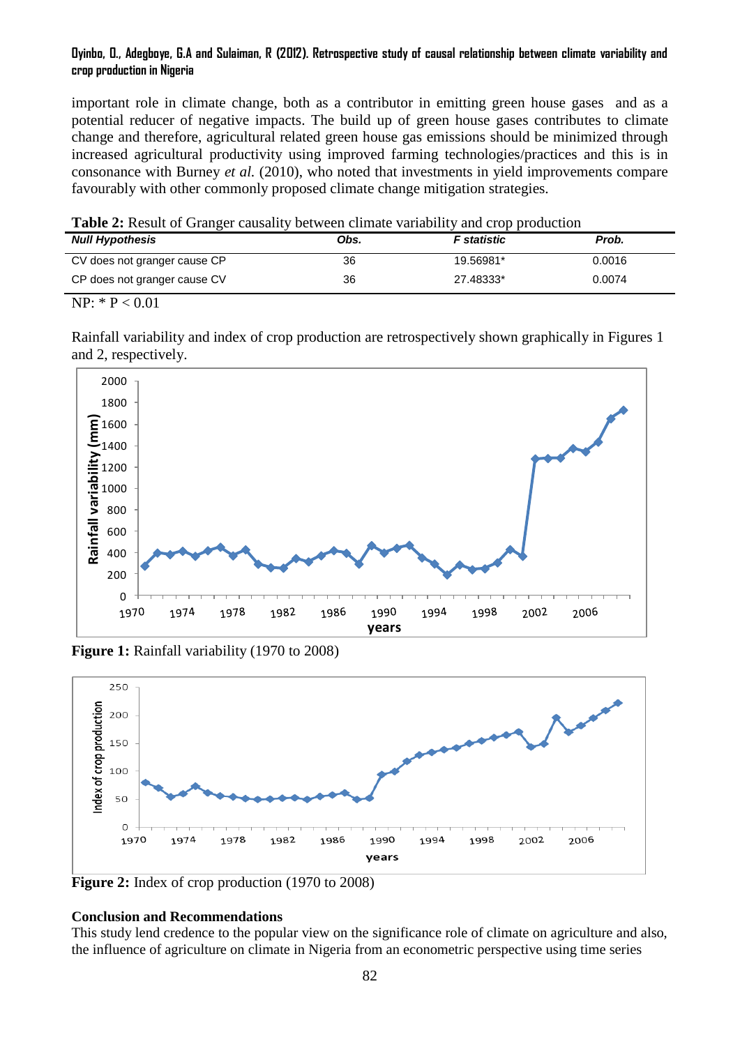important role in climate change, both as a contributor in emitting green house gases and as a potential reducer of negative impacts. The build up of green house gases contributes to climate change and therefore, agricultural related green house gas emissions should be minimized through increased agricultural productivity using improved farming technologies/practices and this is in consonance with Burney *et al.* (2010), who noted that investments in yield improvements compare favourably with other commonly proposed climate change mitigation strategies.

**Table 2:** Result of Granger causality between climate variability and crop production

| Null Hypothesis | Obs. | F statistic | Prob. |
|---|---|---|---|
| CV does not granger cause CP | 36 | 19.56981* | 0.0016 |
| CP does not granger cause CV | 36 | 27.48333* | 0.0074 |

NP: * P < 0.01

Rainfall variability and index of crop production are retrospectively shown graphically in Figures 1 and 2, respectively.

**Figure 1:** Rainfall variability (1970 to 2008)

**Figure 2:** Index of crop production (1970 to 2008)

**Conclusion and Recommendations**

This study lend credence to the popular view on the significance role of climate on agriculture and also, the influence of agriculture on climate in Nigeria from an econometric perspective using time series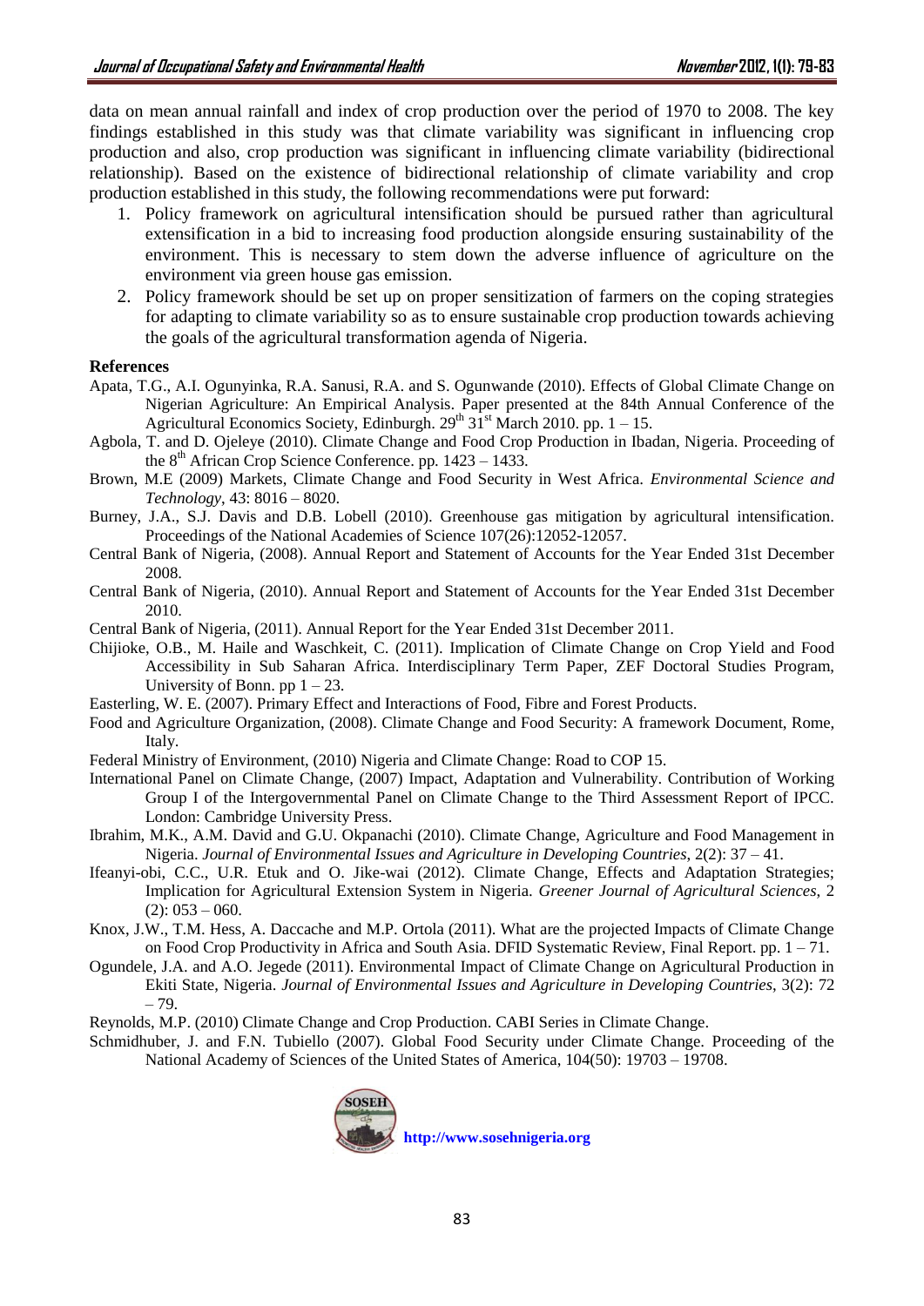data on mean annual rainfall and index of crop production over the period of 1970 to 2008. The key findings established in this study was that climate variability was significant in influencing crop production and also, crop production was significant in influencing climate variability (bidirectional relationship). Based on the existence of bidirectional relationship of climate variability and crop production established in this study, the following recommendations were put forward:

1. Policy framework on agricultural intensification should be pursued rather than agricultural extensification in a bid to increasing food production alongside ensuring sustainability of the environment. This is necessary to stem down the adverse influence of agriculture on the environment via green house gas emission.
2. Policy framework should be set up on proper sensitization of farmers on the coping strategies for adapting to climate variability so as to ensure sustainable crop production towards achieving the goals of the agricultural transformation agenda of Nigeria.

**References**

Apata, T.G., A.I. Ogunyinka, R.A. Sanusi, R.A. and S. Ogunwande (2010). Effects of Global Climate Change on Nigerian Agriculture: An Empirical Analysis. Paper presented at the 84th Annual Conference of the Agricultural Economics Society, Edinburgh. 29th 31st March 2010. pp. 1 – 15.

Agbola, T. and D. Ojeleye (2010). Climate Change and Food Crop Production in Ibadan, Nigeria. Proceeding of the 8th African Crop Science Conference. pp. 1423 – 1433.

Brown, M.E (2009) Markets, Climate Change and Food Security in West Africa. *Environmental Science and Technology*, 43: 8016 – 8020.

Burney, J.A., S.J. Davis and D.B. Lobell (2010). Greenhouse gas mitigation by agricultural intensification. Proceedings of the National Academies of Science 107(26):12052-12057.

Central Bank of Nigeria, (2008). Annual Report and Statement of Accounts for the Year Ended 31st December 2008.

Central Bank of Nigeria, (2010). Annual Report and Statement of Accounts for the Year Ended 31st December 2010.

Central Bank of Nigeria, (2011). Annual Report for the Year Ended 31st December 2011.

Chijioke, O.B., M. Haile and Waschkeit, C. (2011). Implication of Climate Change on Crop Yield and Food Accessibility in Sub Saharan Africa. Interdisciplinary Term Paper, ZEF Doctoral Studies Program, University of Bonn. pp 1 – 23.

Easterling, W. E. (2007). Primary Effect and Interactions of Food, Fibre and Forest Products.

Food and Agriculture Organization, (2008). Climate Change and Food Security: A framework Document, Rome, Italy.

Federal Ministry of Environment, (2010) Nigeria and Climate Change: Road to COP 15.

International Panel on Climate Change, (2007) Impact, Adaptation and Vulnerability. Contribution of Working Group I of the Intergovernmental Panel on Climate Change to the Third Assessment Report of IPCC. London: Cambridge University Press.

Ibrahim, M.K., A.M. David and G.U. Okpanachi (2010). Climate Change, Agriculture and Food Management in Nigeria. *Journal of Environmental Issues and Agriculture in Developing Countries*, 2(2): 37 – 41.

Ifeanyi-obi, C.C., U.R. Etuk and O. Jike-wai (2012). Climate Change, Effects and Adaptation Strategies; Implication for Agricultural Extension System in Nigeria. *Greener Journal of Agricultural Sciences*, 2 (2): 053 – 060.

Knox, J.W., T.M. Hess, A. Daccache and M.P. Ortola (2011). What are the projected Impacts of Climate Change on Food Crop Productivity in Africa and South Asia. DFID Systematic Review, Final Report. pp. 1 – 71.

Ogundele, J.A. and A.O. Jegede (2011). Environmental Impact of Climate Change on Agricultural Production in Ekiti State, Nigeria. *Journal of Environmental Issues and Agriculture in Developing Countries*, 3(2): 72 – 79.

Reynolds, M.P. (2010) Climate Change and Crop Production. CABI Series in Climate Change.

Schmidhuber, J. and F.N. Tubiello (2007). Global Food Security under Climate Change. Proceeding of the National Academy of Sciences of the United States of America, 104(50): 19703 – 19708.